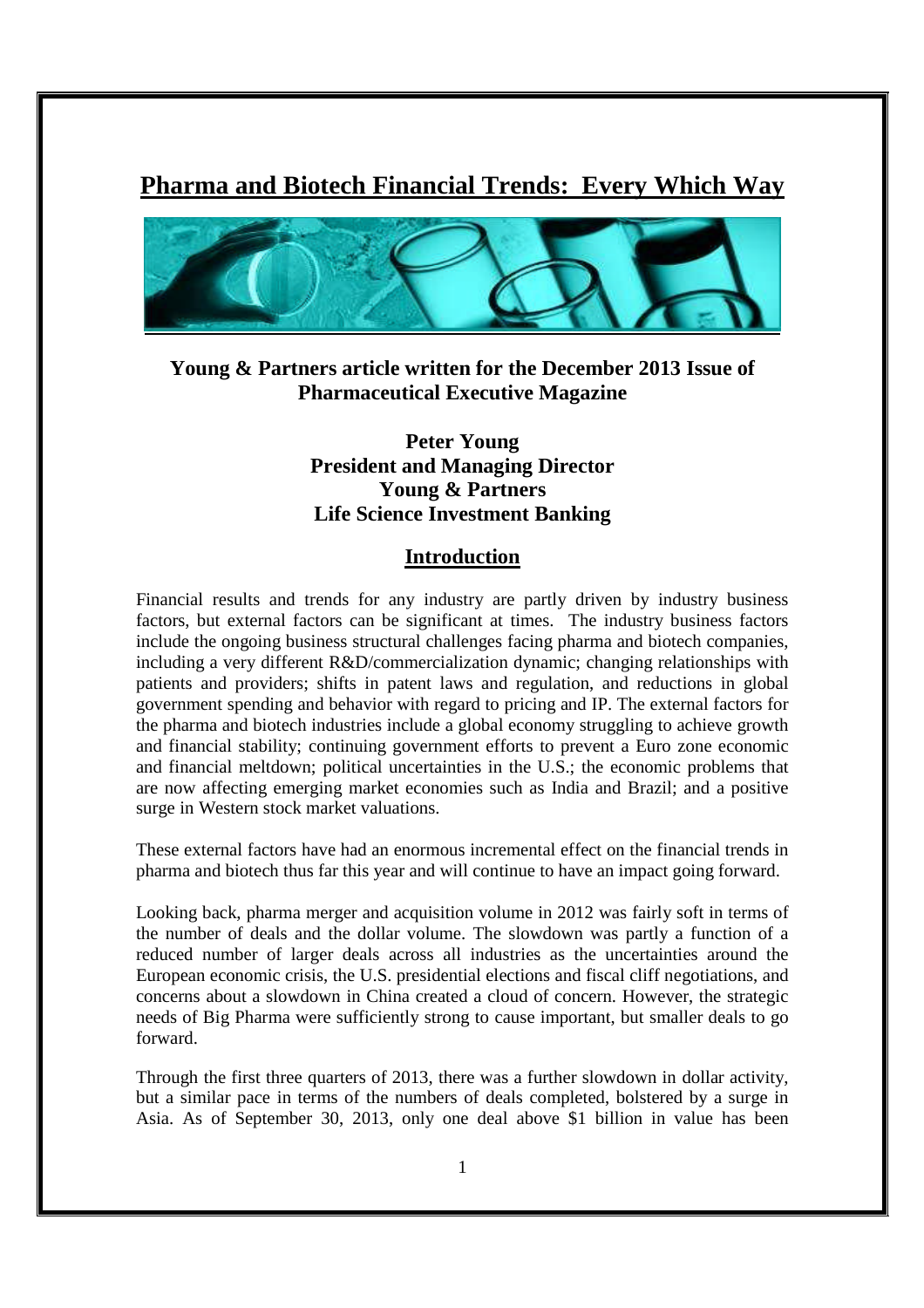# Pharma and Biotech Financial Trends: Every Which Way

**Young & Partners article written for the December 2013 Issue of Pharmaceutical Executive Magazine**

**Peter Young**
**President and Managing Director**
**Young & Partners**
**Life Science Investment Banking**

## Introduction

Financial results and trends for any industry are partly driven by industry business factors, but external factors can be significant at times. The industry business factors include the ongoing business structural challenges facing pharma and biotech companies, including a very different R&D/commercialization dynamic; changing relationships with patients and providers; shifts in patent laws and regulation, and reductions in global government spending and behavior with regard to pricing and IP. The external factors for the pharma and biotech industries include a global economy struggling to achieve growth and financial stability; continuing government efforts to prevent a Euro zone economic and financial meltdown; political uncertainties in the U.S.; the economic problems that are now affecting emerging market economies such as India and Brazil; and a positive surge in Western stock market valuations.

These external factors have had an enormous incremental effect on the financial trends in pharma and biotech thus far this year and will continue to have an impact going forward.

Looking back, pharma merger and acquisition volume in 2012 was fairly soft in terms of the number of deals and the dollar volume. The slowdown was partly a function of a reduced number of larger deals across all industries as the uncertainties around the European economic crisis, the U.S. presidential elections and fiscal cliff negotiations, and concerns about a slowdown in China created a cloud of concern. However, the strategic needs of Big Pharma were sufficiently strong to cause important, but smaller deals to go forward.

Through the first three quarters of 2013, there was a further slowdown in dollar activity, but a similar pace in terms of the numbers of deals completed, bolstered by a surge in Asia. As of September 30, 2013, only one deal above $1 billion in value has been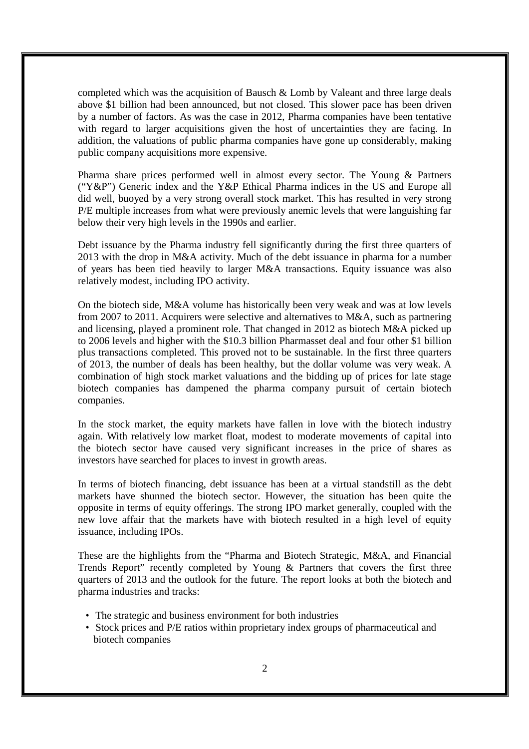completed which was the acquisition of Bausch & Lomb by Valeant and three large deals above $1 billion had been announced, but not closed. This slower pace has been driven by a number of factors. As was the case in 2012, Pharma companies have been tentative with regard to larger acquisitions given the host of uncertainties they are facing. In addition, the valuations of public pharma companies have gone up considerably, making public company acquisitions more expensive.

Pharma share prices performed well in almost every sector. The Young & Partners ("Y&P") Generic index and the Y&P Ethical Pharma indices in the US and Europe all did well, buoyed by a very strong overall stock market. This has resulted in very strong P/E multiple increases from what were previously anemic levels that were languishing far below their very high levels in the 1990s and earlier.

Debt issuance by the Pharma industry fell significantly during the first three quarters of 2013 with the drop in M&A activity. Much of the debt issuance in pharma for a number of years has been tied heavily to larger M&A transactions. Equity issuance was also relatively modest, including IPO activity.

On the biotech side, M&A volume has historically been very weak and was at low levels from 2007 to 2011. Acquirers were selective and alternatives to M&A, such as partnering and licensing, played a prominent role. That changed in 2012 as biotech M&A picked up to 2006 levels and higher with the $10.3 billion Pharmasset deal and four other $1 billion plus transactions completed. This proved not to be sustainable. In the first three quarters of 2013, the number of deals has been healthy, but the dollar volume was very weak. A combination of high stock market valuations and the bidding up of prices for late stage biotech companies has dampened the pharma company pursuit of certain biotech companies.

In the stock market, the equity markets have fallen in love with the biotech industry again. With relatively low market float, modest to moderate movements of capital into the biotech sector have caused very significant increases in the price of shares as investors have searched for places to invest in growth areas.

In terms of biotech financing, debt issuance has been at a virtual standstill as the debt markets have shunned the biotech sector. However, the situation has been quite the opposite in terms of equity offerings. The strong IPO market generally, coupled with the new love affair that the markets have with biotech resulted in a high level of equity issuance, including IPOs.

These are the highlights from the "Pharma and Biotech Strategic, M&A, and Financial Trends Report" recently completed by Young & Partners that covers the first three quarters of 2013 and the outlook for the future. The report looks at both the biotech and pharma industries and tracks:

- The strategic and business environment for both industries
- Stock prices and P/E ratios within proprietary index groups of pharmaceutical and biotech companies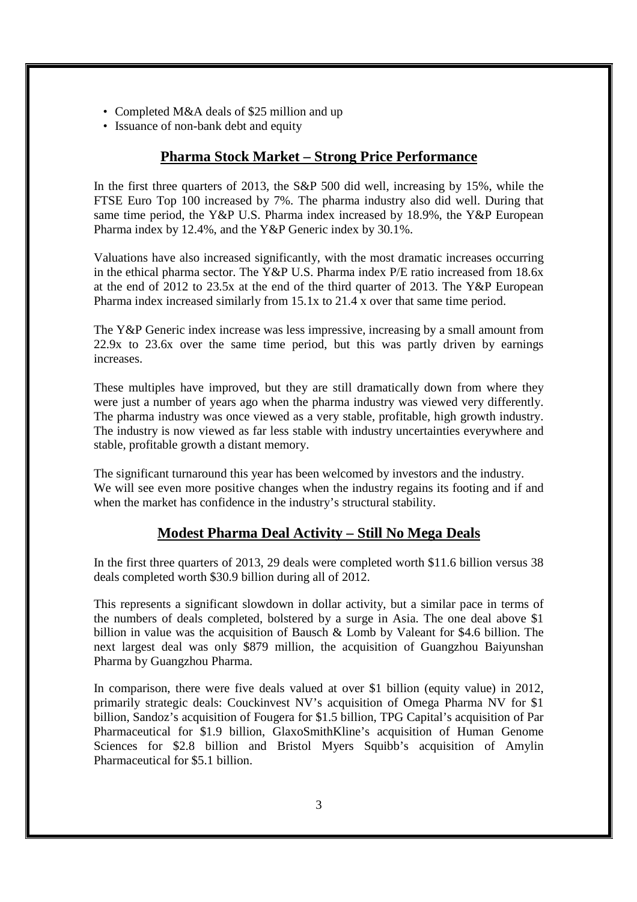- Completed M&A deals of $25 million and up
- Issuance of non-bank debt and equity

## Pharma Stock Market – Strong Price Performance

In the first three quarters of 2013, the S&P 500 did well, increasing by 15%, while the FTSE Euro Top 100 increased by 7%. The pharma industry also did well. During that same time period, the Y&P U.S. Pharma index increased by 18.9%, the Y&P European Pharma index by 12.4%, and the Y&P Generic index by 30.1%.

Valuations have also increased significantly, with the most dramatic increases occurring in the ethical pharma sector. The Y&P U.S. Pharma index P/E ratio increased from 18.6x at the end of 2012 to 23.5x at the end of the third quarter of 2013. The Y&P European Pharma index increased similarly from 15.1x to 21.4 x over that same time period.

The Y&P Generic index increase was less impressive, increasing by a small amount from 22.9x to 23.6x over the same time period, but this was partly driven by earnings increases.

These multiples have improved, but they are still dramatically down from where they were just a number of years ago when the pharma industry was viewed very differently. The pharma industry was once viewed as a very stable, profitable, high growth industry. The industry is now viewed as far less stable with industry uncertainties everywhere and stable, profitable growth a distant memory.

The significant turnaround this year has been welcomed by investors and the industry. We will see even more positive changes when the industry regains its footing and if and when the market has confidence in the industry's structural stability.

## Modest Pharma Deal Activity – Still No Mega Deals

In the first three quarters of 2013, 29 deals were completed worth $11.6 billion versus 38 deals completed worth $30.9 billion during all of 2012.

This represents a significant slowdown in dollar activity, but a similar pace in terms of the numbers of deals completed, bolstered by a surge in Asia. The one deal above $1 billion in value was the acquisition of Bausch & Lomb by Valeant for $4.6 billion. The next largest deal was only $879 million, the acquisition of Guangzhou Baiyunshan Pharma by Guangzhou Pharma.

In comparison, there were five deals valued at over $1 billion (equity value) in 2012, primarily strategic deals: Couckinvest NV's acquisition of Omega Pharma NV for $1 billion, Sandoz's acquisition of Fougera for $1.5 billion, TPG Capital's acquisition of Par Pharmaceutical for $1.9 billion, GlaxoSmithKline's acquisition of Human Genome Sciences for $2.8 billion and Bristol Myers Squibb's acquisition of Amylin Pharmaceutical for $5.1 billion.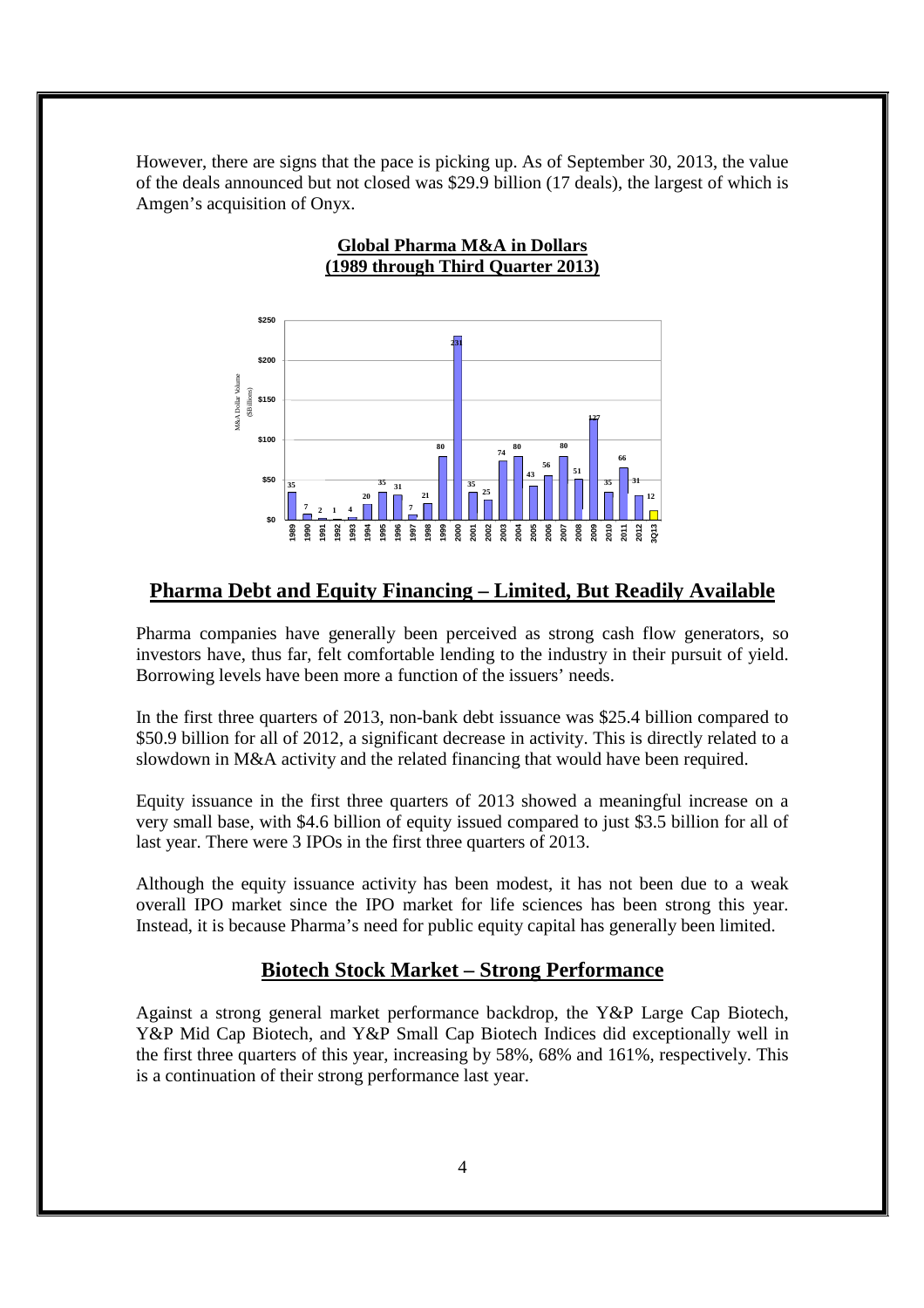However, there are signs that the pace is picking up. As of September 30, 2013, the value of the deals announced but not closed was $29.9 billion (17 deals), the largest of which is Amgen's acquisition of Onyx.

**Global Pharma M&A in Dollars (1989 through Third Quarter 2013)**

| Year | M&A Dollar Volume ($Billions) |
|---|---|
| 1989 | 35 |
| 1990 | 7 |
| 1991 | 2 |
| 1992 | 1 |
| 1993 | 4 |
| 1994 | 20 |
| 1995 | 35 |
| 1996 | 31 |
| 1997 | 7 |
| 1998 | 21 |
| 1999 | 80 |
| 2000 | 231 |
| 2001 | 35 |
| 2002 | 25 |
| 2003 | 74 |
| 2004 | 80 |
| 2005 | 43 |
| 2006 | 56 |
| 2007 | 80 |
| 2008 | 51 |
| 2009 | 127 |
| 2010 | 35 |
| 2011 | 66 |
| 2012 | 31 |
| 3Q13 | 12 |

## Pharma Debt and Equity Financing – Limited, But Readily Available

Pharma companies have generally been perceived as strong cash flow generators, so investors have, thus far, felt comfortable lending to the industry in their pursuit of yield. Borrowing levels have been more a function of the issuers' needs.

In the first three quarters of 2013, non-bank debt issuance was $25.4 billion compared to $50.9 billion for all of 2012, a significant decrease in activity. This is directly related to a slowdown in M&A activity and the related financing that would have been required.

Equity issuance in the first three quarters of 2013 showed a meaningful increase on a very small base, with $4.6 billion of equity issued compared to just $3.5 billion for all of last year. There were 3 IPOs in the first three quarters of 2013.

Although the equity issuance activity has been modest, it has not been due to a weak overall IPO market since the IPO market for life sciences has been strong this year. Instead, it is because Pharma's need for public equity capital has generally been limited.

## Biotech Stock Market – Strong Performance

Against a strong general market performance backdrop, the Y&P Large Cap Biotech, Y&P Mid Cap Biotech, and Y&P Small Cap Biotech Indices did exceptionally well in the first three quarters of this year, increasing by 58%, 68% and 161%, respectively. This is a continuation of their strong performance last year.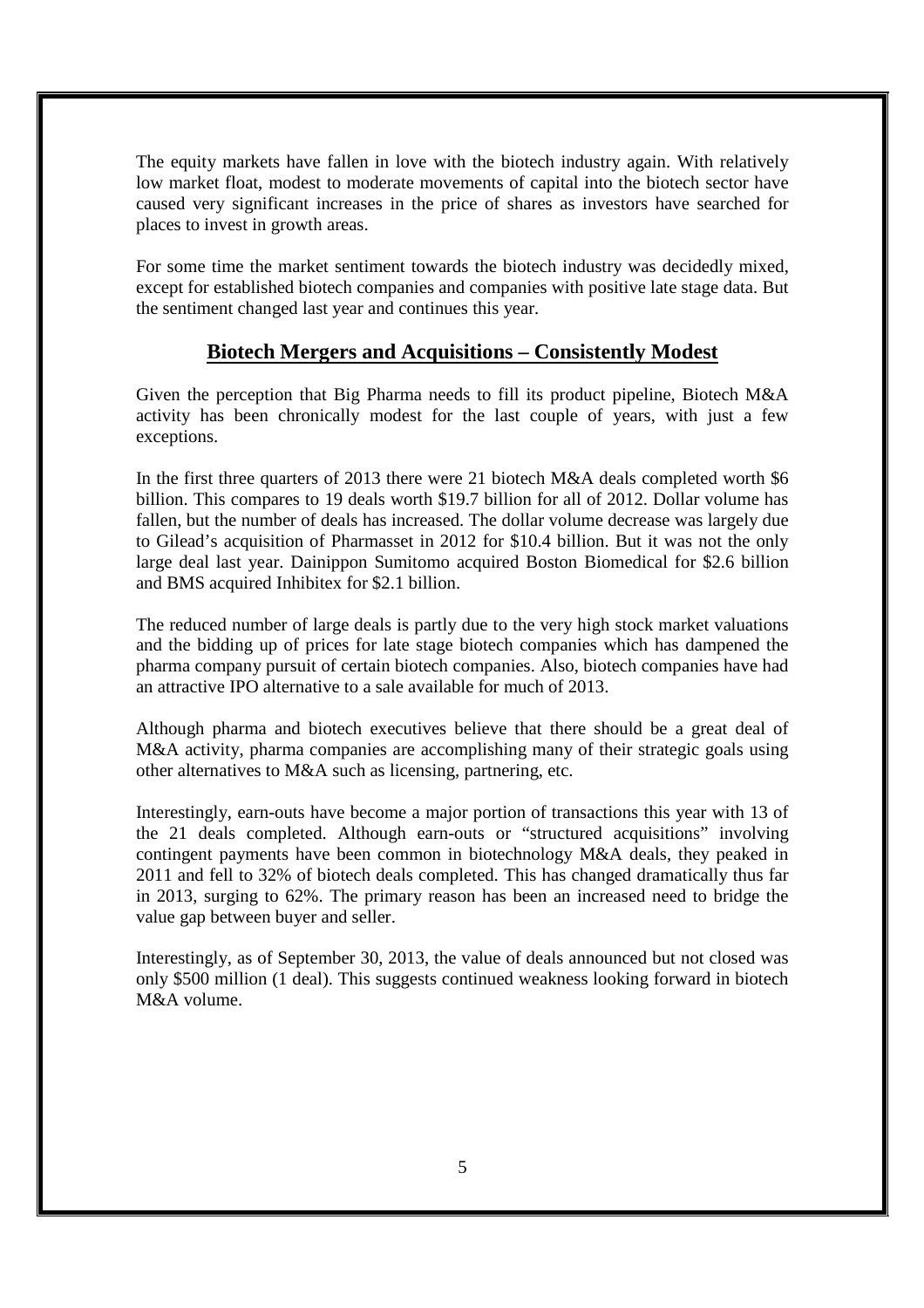The equity markets have fallen in love with the biotech industry again. With relatively low market float, modest to moderate movements of capital into the biotech sector have caused very significant increases in the price of shares as investors have searched for places to invest in growth areas.

For some time the market sentiment towards the biotech industry was decidedly mixed, except for established biotech companies and companies with positive late stage data. But the sentiment changed last year and continues this year.

## Biotech Mergers and Acquisitions – Consistently Modest

Given the perception that Big Pharma needs to fill its product pipeline, Biotech M&A activity has been chronically modest for the last couple of years, with just a few exceptions.

In the first three quarters of 2013 there were 21 biotech M&A deals completed worth $6 billion. This compares to 19 deals worth $19.7 billion for all of 2012. Dollar volume has fallen, but the number of deals has increased. The dollar volume decrease was largely due to Gilead's acquisition of Pharmasset in 2012 for $10.4 billion. But it was not the only large deal last year. Dainippon Sumitomo acquired Boston Biomedical for $2.6 billion and BMS acquired Inhibitex for $2.1 billion.

The reduced number of large deals is partly due to the very high stock market valuations and the bidding up of prices for late stage biotech companies which has dampened the pharma company pursuit of certain biotech companies. Also, biotech companies have had an attractive IPO alternative to a sale available for much of 2013.

Although pharma and biotech executives believe that there should be a great deal of M&A activity, pharma companies are accomplishing many of their strategic goals using other alternatives to M&A such as licensing, partnering, etc.

Interestingly, earn-outs have become a major portion of transactions this year with 13 of the 21 deals completed. Although earn-outs or "structured acquisitions" involving contingent payments have been common in biotechnology M&A deals, they peaked in 2011 and fell to 32% of biotech deals completed. This has changed dramatically thus far in 2013, surging to 62%. The primary reason has been an increased need to bridge the value gap between buyer and seller.

Interestingly, as of September 30, 2013, the value of deals announced but not closed was only $500 million (1 deal). This suggests continued weakness looking forward in biotech M&A volume.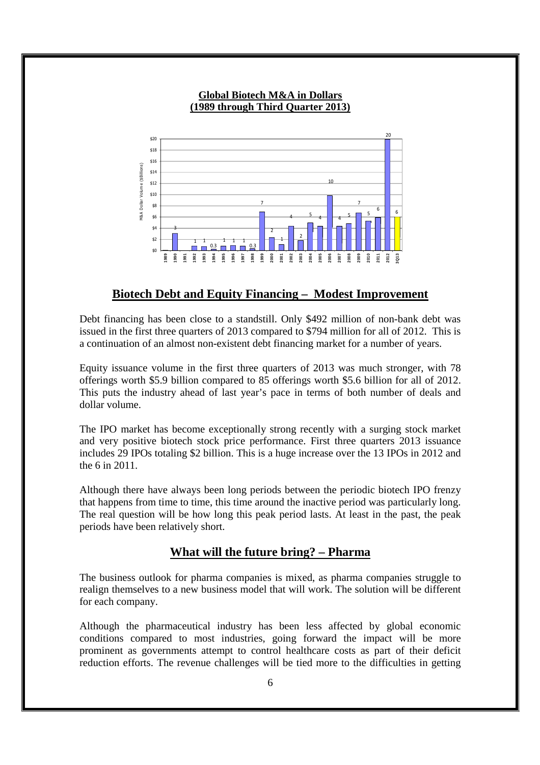**Global Biotech M&A in Dollars**
**(1989 through Third Quarter 2013)**

| Year | M&A Dollar Volume ($ Billions) |
|---|---|
| 1989 | |
| 1990 | 3 |
| 1991 | |
| 1992 | 1 |
| 1993 | 1 |
| 1994 | 0.3 |
| 1995 | 1 |
| 1996 | 1 |
| 1997 | 1 |
| 1998 | 0.3 |
| 1999 | 7 |
| 2000 | 2 |
| 2001 | 1 |
| 2002 | 4 |
| 2003 | 2 |
| 2004 | 5 |
| 2005 | 4 |
| 2006 | 10 |
| 2007 | 4 |
| 2008 | 5 |
| 2009 | 7 |
| 2010 | 5 |
| 2011 | 6 |
| 2012 | 20 |
| 3Q13 | 6 |

## Biotech Debt and Equity Financing – Modest Improvement

Debt financing has been close to a standstill. Only $492 million of non-bank debt was issued in the first three quarters of 2013 compared to $794 million for all of 2012. This is a continuation of an almost non-existent debt financing market for a number of years.

Equity issuance volume in the first three quarters of 2013 was much stronger, with 78 offerings worth $5.9 billion compared to 85 offerings worth $5.6 billion for all of 2012. This puts the industry ahead of last year's pace in terms of both number of deals and dollar volume.

The IPO market has become exceptionally strong recently with a surging stock market and very positive biotech stock price performance. First three quarters 2013 issuance includes 29 IPOs totaling $2 billion. This is a huge increase over the 13 IPOs in 2012 and the 6 in 2011.

Although there have always been long periods between the periodic biotech IPO frenzy that happens from time to time, this time around the inactive period was particularly long. The real question will be how long this peak period lasts. At least in the past, the peak periods have been relatively short.

## What will the future bring? – Pharma

The business outlook for pharma companies is mixed, as pharma companies struggle to realign themselves to a new business model that will work. The solution will be different for each company.

Although the pharmaceutical industry has been less affected by global economic conditions compared to most industries, going forward the impact will be more prominent as governments attempt to control healthcare costs as part of their deficit reduction efforts. The revenue challenges will be tied more to the difficulties in getting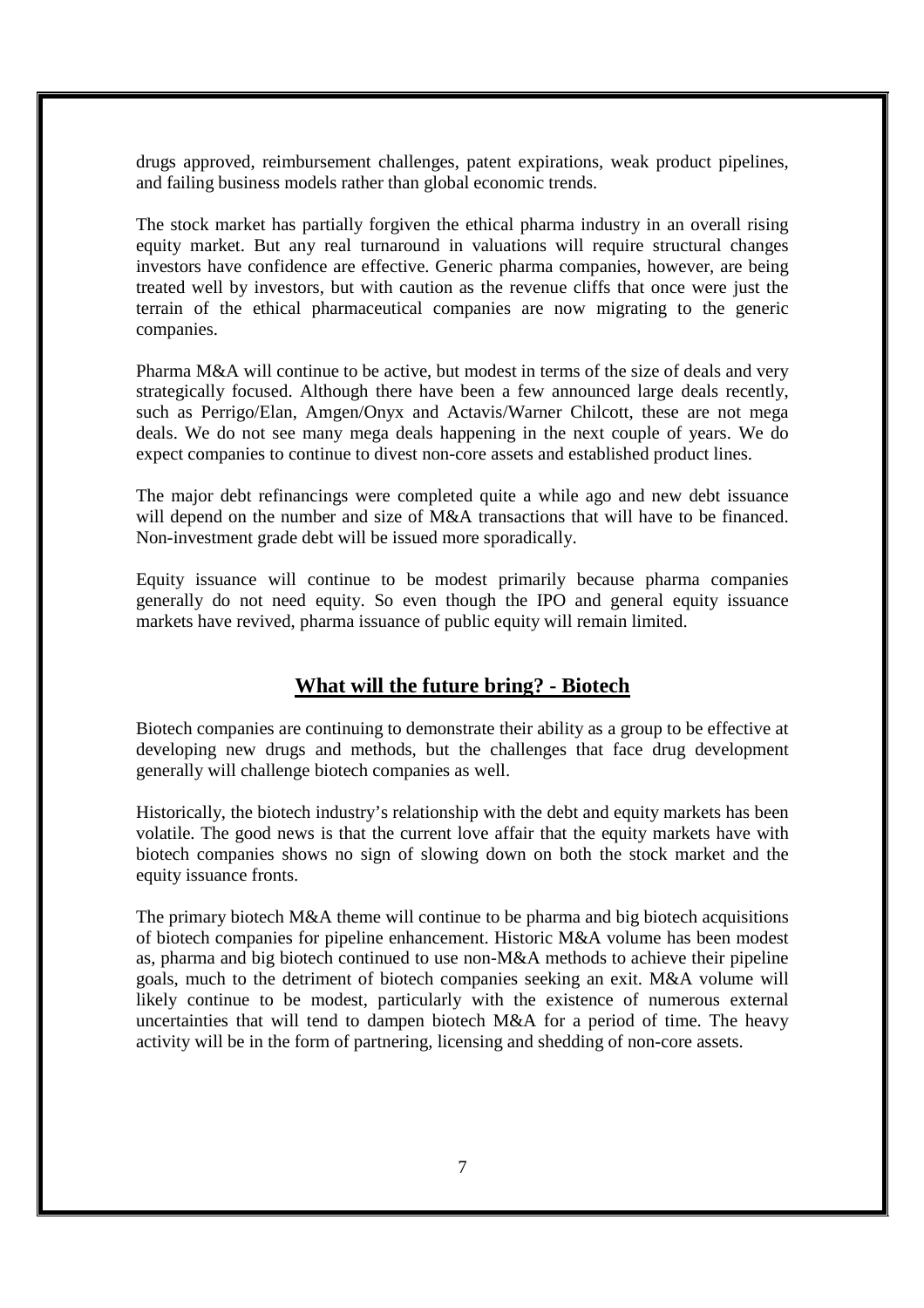drugs approved, reimbursement challenges, patent expirations, weak product pipelines, and failing business models rather than global economic trends.

The stock market has partially forgiven the ethical pharma industry in an overall rising equity market. But any real turnaround in valuations will require structural changes investors have confidence are effective. Generic pharma companies, however, are being treated well by investors, but with caution as the revenue cliffs that once were just the terrain of the ethical pharmaceutical companies are now migrating to the generic companies.

Pharma M&A will continue to be active, but modest in terms of the size of deals and very strategically focused. Although there have been a few announced large deals recently, such as Perrigo/Elan, Amgen/Onyx and Actavis/Warner Chilcott, these are not mega deals. We do not see many mega deals happening in the next couple of years. We do expect companies to continue to divest non-core assets and established product lines.

The major debt refinancings were completed quite a while ago and new debt issuance will depend on the number and size of M&A transactions that will have to be financed. Non-investment grade debt will be issued more sporadically.

Equity issuance will continue to be modest primarily because pharma companies generally do not need equity. So even though the IPO and general equity issuance markets have revived, pharma issuance of public equity will remain limited.

## What will the future bring? - Biotech

Biotech companies are continuing to demonstrate their ability as a group to be effective at developing new drugs and methods, but the challenges that face drug development generally will challenge biotech companies as well.

Historically, the biotech industry's relationship with the debt and equity markets has been volatile. The good news is that the current love affair that the equity markets have with biotech companies shows no sign of slowing down on both the stock market and the equity issuance fronts.

The primary biotech M&A theme will continue to be pharma and big biotech acquisitions of biotech companies for pipeline enhancement. Historic M&A volume has been modest as, pharma and big biotech continued to use non-M&A methods to achieve their pipeline goals, much to the detriment of biotech companies seeking an exit. M&A volume will likely continue to be modest, particularly with the existence of numerous external uncertainties that will tend to dampen biotech M&A for a period of time. The heavy activity will be in the form of partnering, licensing and shedding of non-core assets.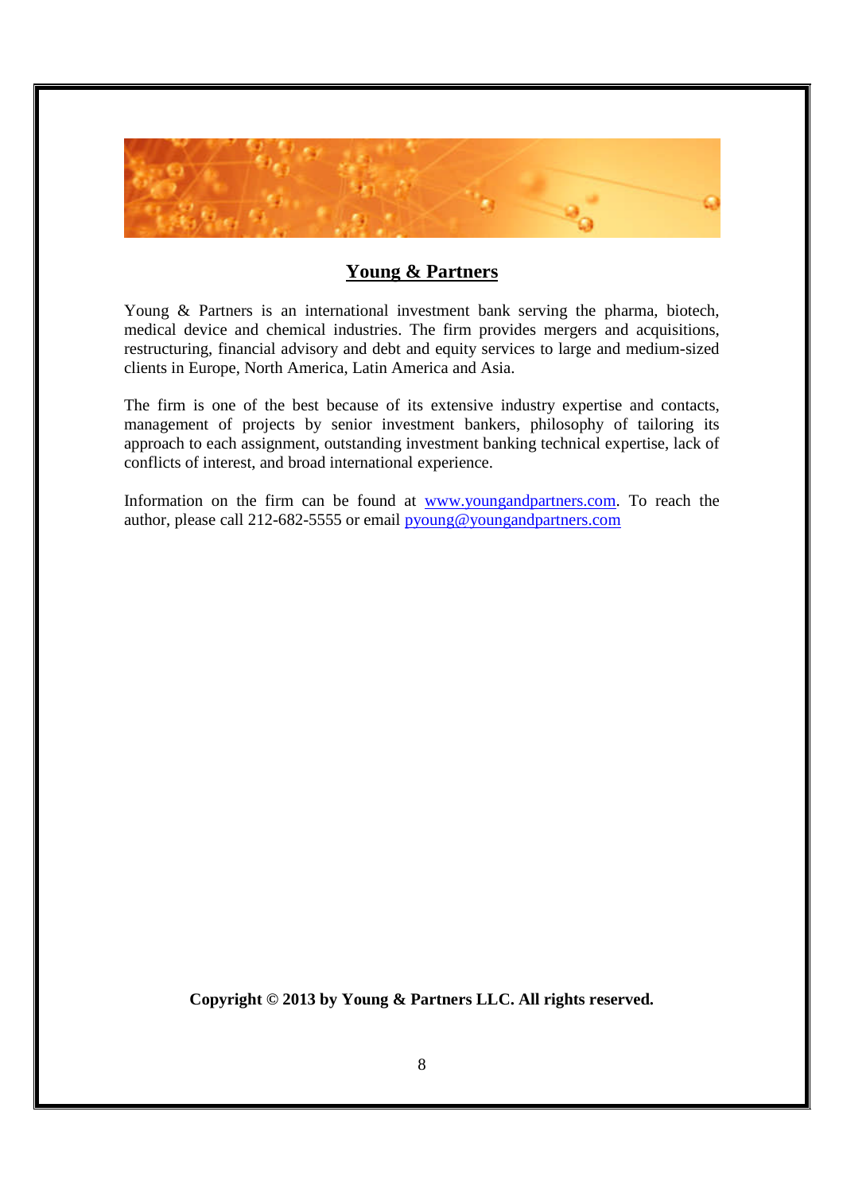## Young & Partners

Young & Partners is an international investment bank serving the pharma, biotech, medical device and chemical industries. The firm provides mergers and acquisitions, restructuring, financial advisory and debt and equity services to large and medium-sized clients in Europe, North America, Latin America and Asia.

The firm is one of the best because of its extensive industry expertise and contacts, management of projects by senior investment bankers, philosophy of tailoring its approach to each assignment, outstanding investment banking technical expertise, lack of conflicts of interest, and broad international experience.

Information on the firm can be found at www.youngandpartners.com. To reach the author, please call 212-682-5555 or email pyoung@youngandpartners.com

**Copyright © 2013 by Young & Partners LLC. All rights reserved.**